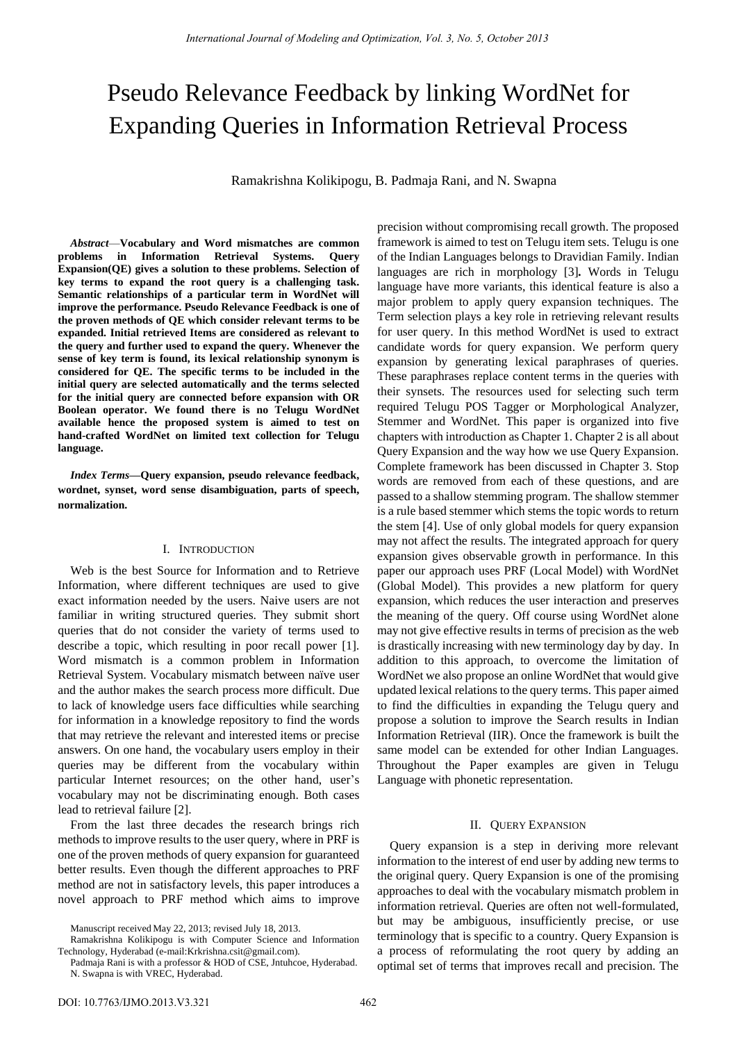# Pseudo Relevance Feedback by linking WordNet for Expanding Queries in Information Retrieval Process

Ramakrishna Kolikipogu, B. Padmaja Rani, and N. Swapna

***Abstract*—Vocabulary and Word mismatches are common problems in Information Retrieval Systems. Query Expansion(QE) gives a solution to these problems. Selection of key terms to expand the root query is a challenging task. Semantic relationships of a particular term in WordNet will improve the performance. Pseudo Relevance Feedback is one of the proven methods of QE which consider relevant terms to be expanded. Initial retrieved Items are considered as relevant to the query and further used to expand the query. Whenever the sense of key term is found, its lexical relationship synonym is considered for QE. The specific terms to be included in the initial query are selected automatically and the terms selected for the initial query are connected before expansion with OR Boolean operator. We found there is no Telugu WordNet available hence the proposed system is aimed to test on hand-crafted WordNet on limited text collection for Telugu language.**

***Index Terms*—Query expansion, pseudo relevance feedback, wordnet, synset, word sense disambiguation, parts of speech, normalization.**

## I. Introduction

Web is the best Source for Information and to Retrieve Information, where different techniques are used to give exact information needed by the users. Naive users are not familiar in writing structured queries. They submit short queries that do not consider the variety of terms used to describe a topic, which resulting in poor recall power [1]. Word mismatch is a common problem in Information Retrieval System. Vocabulary mismatch between naïve user and the author makes the search process more difficult. Due to lack of knowledge users face difficulties while searching for information in a knowledge repository to find the words that may retrieve the relevant and interested items or precise answers. On one hand, the vocabulary users employ in their queries may be different from the vocabulary within particular Internet resources; on the other hand, user's vocabulary may not be discriminating enough. Both cases lead to retrieval failure [2].

From the last three decades the research brings rich methods to improve results to the user query, where in PRF is one of the proven methods of query expansion for guaranteed better results. Even though the different approaches to PRF method are not in satisfactory levels, this paper introduces a novel approach to PRF method which aims to improve precision without compromising recall growth. The proposed framework is aimed to test on Telugu item sets. Telugu is one of the Indian Languages belongs to Dravidian Family. Indian languages are rich in morphology [3]**.** Words in Telugu language have more variants, this identical feature is also a major problem to apply query expansion techniques. The Term selection plays a key role in retrieving relevant results for user query. In this method WordNet is used to extract candidate words for query expansion. We perform query expansion by generating lexical paraphrases of queries. These paraphrases replace content terms in the queries with their synsets. The resources used for selecting such term required Telugu POS Tagger or Morphological Analyzer, Stemmer and WordNet. This paper is organized into five chapters with introduction as Chapter 1. Chapter 2 is all about Query Expansion and the way how we use Query Expansion. Complete framework has been discussed in Chapter 3. Stop words are removed from each of these questions, and are passed to a shallow stemming program. The shallow stemmer is a rule based stemmer which stems the topic words to return the stem [4]. Use of only global models for query expansion may not affect the results. The integrated approach for query expansion gives observable growth in performance. In this paper our approach uses PRF (Local Model) with WordNet (Global Model). This provides a new platform for query expansion, which reduces the user interaction and preserves the meaning of the query. Off course using WordNet alone may not give effective results in terms of precision as the web is drastically increasing with new terminology day by day. In addition to this approach, to overcome the limitation of WordNet we also propose an online WordNet that would give updated lexical relations to the query terms. This paper aimed to find the difficulties in expanding the Telugu query and propose a solution to improve the Search results in Indian Information Retrieval (IIR). Once the framework is built the same model can be extended for other Indian Languages. Throughout the Paper examples are given in Telugu Language with phonetic representation.

## II. Query Expansion

Query expansion is a step in deriving more relevant information to the interest of end user by adding new terms to the original query. Query Expansion is one of the promising approaches to deal with the vocabulary mismatch problem in information retrieval. Queries are often not well-formulated, but may be ambiguous, insufficiently precise, or use terminology that is specific to a country. Query Expansion is a process of reformulating the root query by adding an optimal set of terms that improves recall and precision. The

Manuscript received May 22, 2013; revised July 18, 2013.

Ramakrishna Kolikipogu is with Computer Science and Information Technology, Hyderabad (e-mail:Krkrishna.csit@gmail.com).

Padmaja Rani is with a professor & HOD of CSE, Jntuhcoe, Hyderabad.

N. Swapna is with VREC, Hyderabad.

DOI: 10.7763/IJMO.2013.V3.321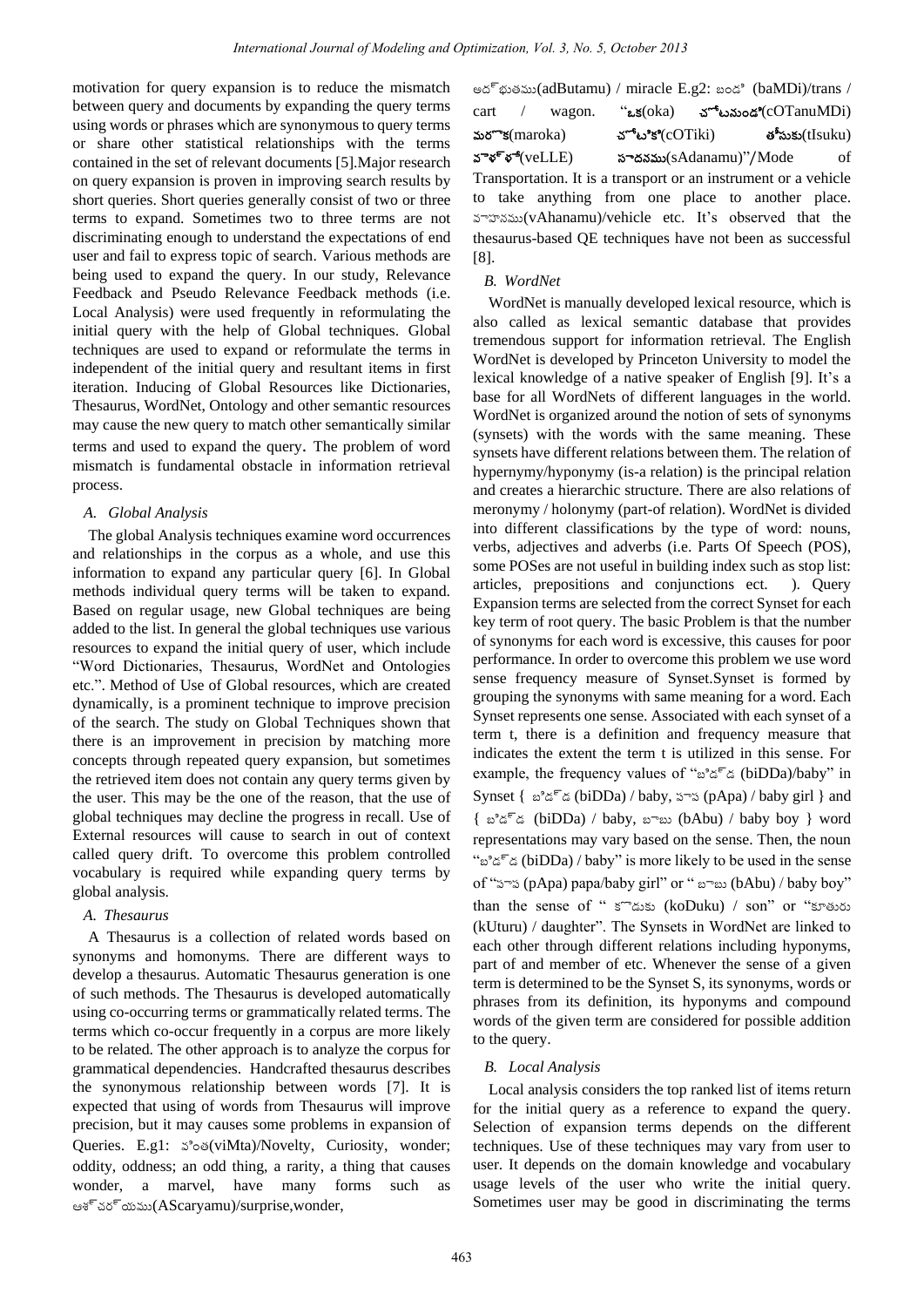motivation for query expansion is to reduce the mismatch between query and documents by expanding the query terms using words or phrases which are synonymous to query terms or share other statistical relationships with the terms contained in the set of relevant documents [5].Major research on query expansion is proven in improving search results by short queries. Short queries generally consist of two or three terms to expand. Sometimes two to three terms are not discriminating enough to understand the expectations of end user and fail to express topic of search. Various methods are being used to expand the query. In our study, Relevance Feedback and Pseudo Relevance Feedback methods (i.e. Local Analysis) were used frequently in reformulating the initial query with the help of Global techniques. Global techniques are used to expand or reformulate the terms in independent of the initial query and resultant items in first iteration. Inducing of Global Resources like Dictionaries, Thesaurus, WordNet, Ontology and other semantic resources may cause the new query to match other semantically similar terms and used to expand the query. The problem of word mismatch is fundamental obstacle in information retrieval process.

### A. Global Analysis

The global Analysis techniques examine word occurrences and relationships in the corpus as a whole, and use this information to expand any particular query [6]. In Global methods individual query terms will be taken to expand. Based on regular usage, new Global techniques are being added to the list. In general the global techniques use various resources to expand the initial query of user, which include "Word Dictionaries, Thesaurus, WordNet and Ontologies etc.". Method of Use of Global resources, which are created dynamically, is a prominent technique to improve precision of the search. The study on Global Techniques shown that there is an improvement in precision by matching more concepts through repeated query expansion, but sometimes the retrieved item does not contain any query terms given by the user. This may be the one of the reason, that the use of global techniques may decline the progress in recall. Use of External resources will cause to search in out of context called query drift. To overcome this problem controlled vocabulary is required while expanding query terms by global analysis.

### A. Thesaurus

A Thesaurus is a collection of related words based on synonyms and homonyms. There are different ways to develop a thesaurus. Automatic Thesaurus generation is one of such methods. The Thesaurus is developed automatically using co-occurring terms or grammatically related terms. The terms which co-occur frequently in a corpus are more likely to be related. The other approach is to analyze the corpus for grammatical dependencies. Handcrafted thesaurus describes the synonymous relationship between words [7]. It is expected that using of words from Thesaurus will improve precision, but it may causes some problems in expansion of Queries. E.g1: వింత(viMta)/Novelty, Curiosity, wonder; oddity, oddness; an odd thing, a rarity, a thing that causes wonder, a marvel, have many forms such as ఆశ్చర్యము(AScaryamu)/surprise,wonder, అద్భుతము(adButamu) / miracle E.g2: బండి (baMDi)/trans / cart / wagon. "ఒక(oka) చోటనుండి(cOTanuMDi) మరొక(maroka) చోటికి(cOTiki) తీసుకు(tIsuku) వెళ్ళే(veLLE) సాధనము(sAdanamu)"/Mode of Transportation. It is a transport or an instrument or a vehicle to take anything from one place to another place. వాహనము(vAhanamu)/vehicle etc. It's observed that the thesaurus-based QE techniques have not been as successful [8].

### B. WordNet

WordNet is manually developed lexical resource, which is also called as lexical semantic database that provides tremendous support for information retrieval. The English WordNet is developed by Princeton University to model the lexical knowledge of a native speaker of English [9]. It's a base for all WordNets of different languages in the world. WordNet is organized around the notion of sets of synonyms (synsets) with the words with the same meaning. These synsets have different relations between them. The relation of hypernymy/hyponymy (is-a relation) is the principal relation and creates a hierarchic structure. There are also relations of meronymy / holonymy (part-of relation). WordNet is divided into different classifications by the type of word: nouns, verbs, adjectives and adverbs (i.e. Parts Of Speech (POS), some POSes are not useful in building index such as stop list: articles, prepositions and conjunctions ect. ). Query Expansion terms are selected from the correct Synset for each key term of root query. The basic Problem is that the number of synonyms for each word is excessive, this causes for poor performance. In order to overcome this problem we use word sense frequency measure of Synset.Synset is formed by grouping the synonyms with same meaning for a word. Each Synset represents one sense. Associated with each synset of a term t, there is a definition and frequency measure that indicates the extent the term t is utilized in this sense. For example, the frequency values of "బిడ్డ (biDDa)/baby" in Synset { బిడ్డ (biDDa) / baby, పాప (pApa) / baby girl } and { బిడ్డ (biDDa) / baby, బాబు (bAbu) / baby boy } word representations may vary based on the sense. Then, the noun "బిడ్డ (biDDa) / baby" is more likely to be used in the sense of "పాప (pApa) papa/baby girl" or " బాబు (bAbu) / baby boy" than the sense of " కొడుకు (koDuku) / son" or "కూతురు (kUturu) / daughter". The Synsets in WordNet are linked to each other through different relations including hyponyms, part of and member of etc. Whenever the sense of a given term is determined to be the Synset S, its synonyms, words or phrases from its definition, its hyponyms and compound words of the given term are considered for possible addition to the query.

### B. Local Analysis

Local analysis considers the top ranked list of items return for the initial query as a reference to expand the query. Selection of expansion terms depends on the different techniques. Use of these techniques may vary from user to user. It depends on the domain knowledge and vocabulary usage levels of the user who write the initial query. Sometimes user may be good in discriminating the terms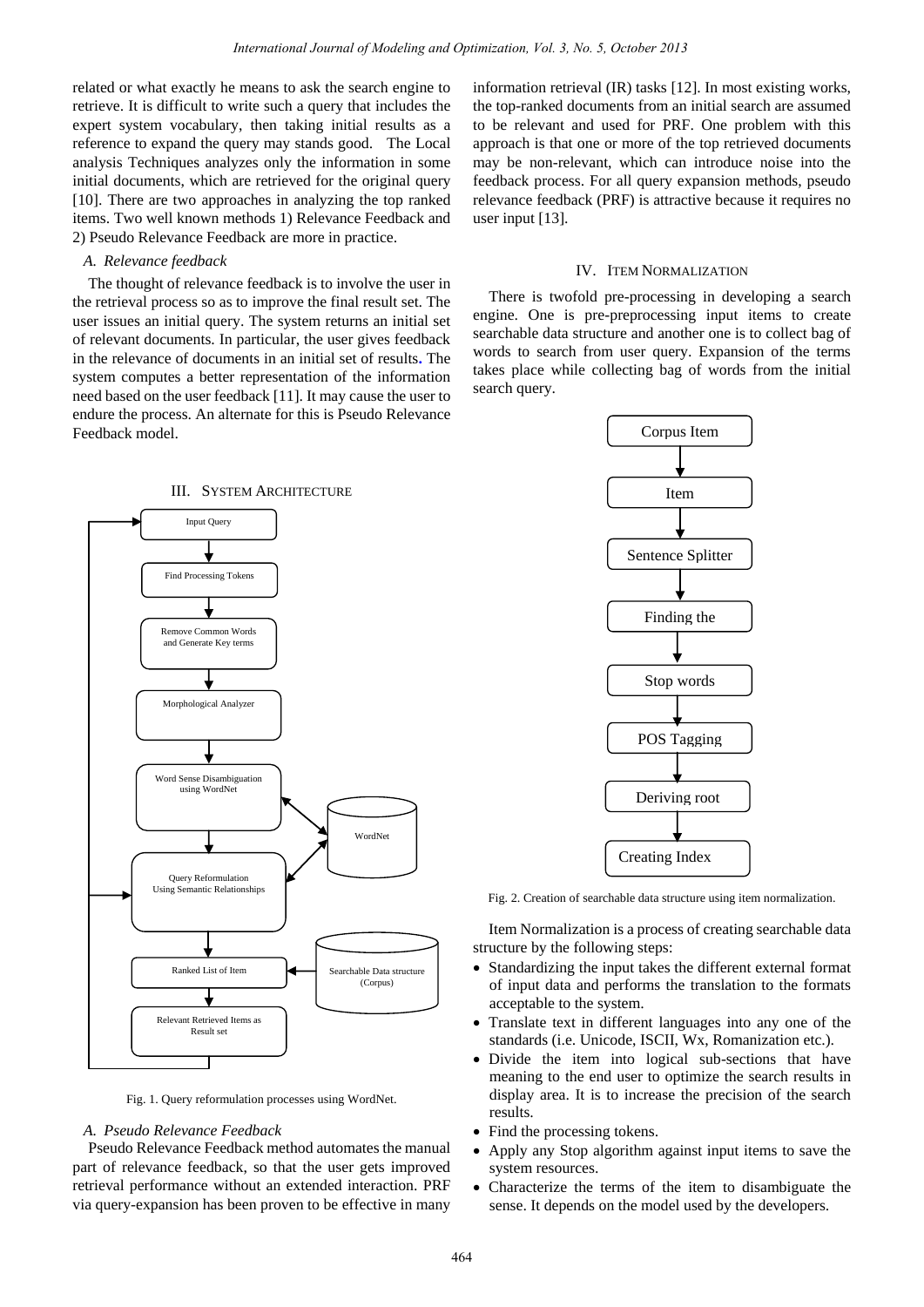related or what exactly he means to ask the search engine to retrieve. It is difficult to write such a query that includes the expert system vocabulary, then taking initial results as a reference to expand the query may stands good. The Local analysis Techniques analyzes only the information in some initial documents, which are retrieved for the original query [10]. There are two approaches in analyzing the top ranked items. Two well known methods 1) Relevance Feedback and 2) Pseudo Relevance Feedback are more in practice.

### *A. Relevance feedback*

The thought of relevance feedback is to involve the user in the retrieval process so as to improve the final result set. The user issues an initial query. The system returns an initial set of relevant documents. In particular, the user gives feedback in the relevance of documents in an initial set of results. The system computes a better representation of the information need based on the user feedback [11]. It may cause the user to endure the process. An alternate for this is Pseudo Relevance Feedback model.

## III. System Architecture

Input Query → Find Processing Tokens → Remove Common Words and Generate Key terms → Morphological Analyzer → Word Sense Disambiguation using WordNet → Query Reformulation Using Semantic Relationships → Ranked List of Item → Relevant Retrieved Items as Result set

WordNet

Searchable Data structure (Corpus)

Fig. 1. Query reformulation processes using WordNet.

### *A. Pseudo Relevance Feedback*

Pseudo Relevance Feedback method automates the manual part of relevance feedback, so that the user gets improved retrieval performance without an extended interaction. PRF via query-expansion has been proven to be effective in many information retrieval (IR) tasks [12]. In most existing works, the top-ranked documents from an initial search are assumed to be relevant and used for PRF. One problem with this approach is that one or more of the top retrieved documents may be non-relevant, which can introduce noise into the feedback process. For all query expansion methods, pseudo relevance feedback (PRF) is attractive because it requires no user input [13].

## IV. Item Normalization

There is twofold pre-processing in developing a search engine. One is pre-preprocessing input items to create searchable data structure and another one is to collect bag of words to search from user query. Expansion of the terms takes place while collecting bag of words from the initial search query.

Corpus Item → Item → Sentence Splitter → Finding the → Stop words → POS Tagging → Deriving root → Creating Index

Fig. 2. Creation of searchable data structure using item normalization.

Item Normalization is a process of creating searchable data structure by the following steps:

- Standardizing the input takes the different external format of input data and performs the translation to the formats acceptable to the system.
- Translate text in different languages into any one of the standards (i.e. Unicode, ISCII, Wx, Romanization etc.).
- Divide the item into logical sub-sections that have meaning to the end user to optimize the search results in display area. It is to increase the precision of the search results.
- Find the processing tokens.
- Apply any Stop algorithm against input items to save the system resources.
- Characterize the terms of the item to disambiguate the sense. It depends on the model used by the developers.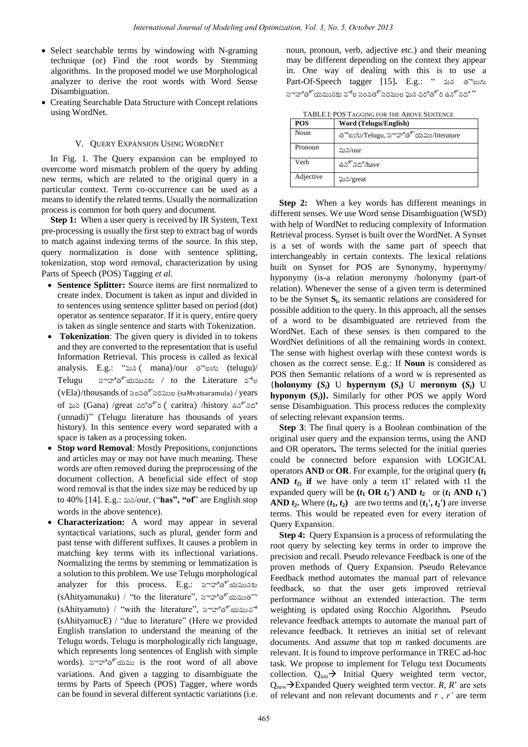- Select searchable terms by windowing with N-graming technique (or) Find the root words by Stemming algorithms. In the proposed model we use Morphological analyzer to derive the root words with Word Sense Disambiguation.
- Creating Searchable Data Structure with Concept relations using WordNet.

## V. Query Expansion Using WordNet

In Fig. 1. The Query expansion can be employed to overcome word mismatch problem of the query by adding new terms, which are related to the original query in a particular context. Term co-occurrence can be used as a means to identify the related terms. Usually the normalization process is common for both query and document.

**Step 1:** When a user query is received by IR System, Text pre-processing is usually the first step to extract bag of words to match against indexing terms of the source. In this step, query normalization is done with sentence splitting, tokenization, stop word removal, characterization by using Parts of Speech (POS) Tagging *et al*.

- **Sentence Splitter:** Source items are first normalized to create index. Document is taken as input and divided in to sentences using sentence splitter based on period (dot) operator as sentence separator. If it is query, entire query is taken as single sentence and starts with Tokenization.
- **Tokenization**: The given query is divided in to tokens and they are converted to the representation that is useful Information Retrieval. This process is called as lexical analysis. E.g.: "మన ( mana)/our తెలుగు (telugu)/ Telugu సాహిత్యమునకు / to the Literature వేల (vEla)/thousands of సంవత్సరముల (saMvatsaramula) / years of ఘన (Gana) /great చరిత్ర ( caritra) /history ఉన్నది (unnadi)" (Telugu literature has thousands of years history). In this sentence every word separated with a space is taken as a processing token.
- **Stop word Removal***:* Mostly Prepositions, conjunctions and articles may or may not have much meaning. These words are often removed during the preprocessing of the document collection. A beneficial side effect of stop word removal is that the index size may be reduced by up to 40% [14]. E.g.: మన/our, ("**has", "of**" are English stop words in the above sentence).
- **Characterization:** A word may appear in several syntactical variations, such as plural, gender form and past tense with different suffixes. It causes a problem in matching key terms with its inflectional variations. Normalizing the terms by stemming or lemmatization is a solution to this problem. We use Telugu morphological analyzer for this process. E.g.: సాహిత్యమునకు (sAhityamunaku) / "to the literature", సాహిత్యముతో (sAhityamuto) / "with the literature", సాహిత్యముచే (sAhityamucE) / "due to literature" (Here we provided English translation to understand the meaning of the Telugu words. Telugu is morphologically rich language, which represents long sentences of English with simple words). సాహిత్యము is the root word of all above variations. And given a tagging to disambiguate the terms by Parts of Speech (POS) Tagger, where words can be found in several different syntactic variations (i.e. noun, pronoun, verb, adjective etc.) and their meaning may be different depending on the context they appear in. One way of dealing with this is to use a Part-Of-Speech tagger [15]**.** E.g.: " మన తెలుగు సాహిత్యమునకు వేల సంవత్సరముల ఘన చరిత్ర ఉన్నది "

TABLE I: POS Tagging for the Above Sentence

| POS | Word (Telugu/English) |
|---|---|
| Noun | తెలుగు/Telugu, సాహిత్యము/literature |
| Pronoun | మన/our |
| Verb | ఉన్నది/have |
| Adjective | ఘన/great |

**Step 2:** When a key words has different meanings in different senses. We use Word sense Disambiguation (WSD) with help of WordNet to reducing complexity of Information Retrieval process. Synset is built over the WordNet. A Synset is a set of words with the same part of speech that interchangeably in certain contexts. The lexical relations built on Synset for POS are Synonymy, hypernymy/ hyponymy (is-a relation meronymy /holonymy (part-of relation). Whenever the sense of a given term is determined to be the Synset $S_i$, its semantic relations are considered for possible addition to the query. In this approach, all the senses of a word to be disambiguated are retrieved from the WordNet. Each of these senses is then compared to the WordNet definitions of all the remaining words in context. The sense with highest overlap with these context words is chosen as the correct sense. E.g.: If **Noun** is considered as POS then Semantic relations of a word w is represented as {**holonymy** $(S_i)$ U **hypernym** $(S_i)$ U **meronym** $(S_i)$ U **hyponym** $(S_i)$**}.** Similarly for other POS we apply Word sense Disambiguation. This process reduces the complexity of selecting relevant expansion terms.

**Step 3**: The final query is a Boolean combination of the original user query and the expansion terms, using the AND and OR operators**.** The terms selected for the initial queries could be connected before expansion with LOGICAL operators **AND** or **OR**. For example, for the original query **(**$t_1$ **AND** $t_2$**) if** we have only a term t1' related with t1 the expanded query will be **(**$t_1$ **OR** $t_1'$**) AND** $t_2$ or **(**$t_1$ **AND** $t_1'$**) AND** $t_2$**.** Where $(t_1, t_2)$ are two terms and $(t_1', t_2')$ are inverse terms. This would be repeated even for every iteration of Query Expansion.

**Step 4:** Query Expansion is a process of reformulating the root query by selecting key terms in order to improve the precision and recall. Pseudo relevance Feedback is one of the proven methods of Query Expansion. Pseudo Relevance Feedback method automates the manual part of relevance feedback, so that the user gets improved retrieval performance without an extended interaction. The term weighting is updated using Rocchio Algorithm**.** Pseudo relevance feedback attempts to automate the manual part of relevance feedback. It retrieves an initial set of relevant documents. And a*ssume* that top *m* ranked documents are relevant. It is found to improve performance in TREC ad-hoc task. We propose to implement for Telugu text Documents collection. $Q_{init}$→ Initial Query weighted term vector, $Q_{new}$→Expanded Query weighted term vector. *R, R*' are sets of relevant and non relevant documents and *r* , *r'* are term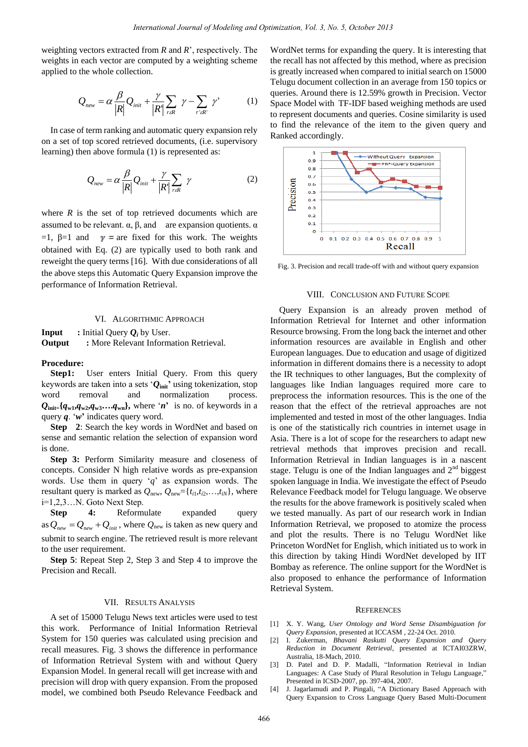weighting vectors extracted from $R$ and $R'$, respectively. The weights in each vector are computed by a weighting scheme applied to the whole collection.

$$Q_{new} = \alpha \frac{\beta}{|R|} Q_{init} + \frac{\gamma}{|R'|} \sum_{r \in R} \gamma - \sum_{r' \in R'} \gamma' \qquad (1)$$

In case of term ranking and automatic query expansion rely on a set of top scored retrieved documents, (i.e. supervisory learning) then above formula (1) is represented as:

$$Q_{new} = \alpha \frac{\beta}{|R|} Q_{init} + \frac{\gamma}{|R'|} \sum_{r \in R} \gamma \qquad (2)$$

where $R$ is the set of top retrieved documents which are assumed to be relevant. α, β, and are expansion quotients. α =1, β=1 and $\gamma$ = are fixed for this work. The weights obtained with Eq. (2) are typically used to both rank and reweight the query terms [16]. With due considerations of all the above steps this Automatic Query Expansion improve the performance of Information Retrieval.

## VI. Algorithmic Approach

**Input** : Initial Query $\boldsymbol{Q_i}$ by User.
**Output** : More Relevant Information Retrieval.

**Procedure:**

**Step1:** User enters Initial Query. From this query keywords are taken into a sets '$\boldsymbol{Q_{init}}$' using tokenization, stop word removal and normalization process. $\boldsymbol{Q_{init}=\{q_{w1},q_{w2},q_{w3}\ldots q_{wn}\}}$, where '$\boldsymbol{n}$' is no. of keywords in a query $\boldsymbol{q}$. '$\boldsymbol{w}$' indicates query word.

**Step 2**: Search the key words in WordNet and based on sense and semantic relation the selection of expansion word is done.

**Step 3:** Perform Similarity measure and closeness of concepts. Consider N high relative words as pre-expansion words. Use them in query '$q$' as expansion words. The resultant query is marked as $Q_{new}$, $Q_{new}=\{t_{i1},t_{i2},\ldots,t_{iN}\}$, where i=1,2,3…N. Goto Next Step.

**Step 4:** Reformulate expanded query as $Q_{new} = Q_{new} + Q_{init}$, where $Q_{new}$ is taken as new query and submit to search engine. The retrieved result is more relevant to the user requirement.

**Step 5**: Repeat Step 2, Step 3 and Step 4 to improve the Precision and Recall.

## VII. Results Analysis

A set of 15000 Telugu News text articles were used to test this work. Performance of Initial Information Retrieval System for 150 queries was calculated using precision and recall measures. Fig. 3 shows the difference in performance of Information Retrieval System with and without Query Expansion Model. In general recall will get increase with and precision will drop with query expansion. From the proposed model, we combined both Pseudo Relevance Feedback and WordNet terms for expanding the query. It is interesting that the recall has not affected by this method, where as precision is greatly increased when compared to initial search on 15000 Telugu document collection in an average from 150 topics or queries. Around there is 12.59% growth in Precision. Vector Space Model with TF-IDF based weighing methods are used to represent documents and queries. Cosine similarity is used to find the relevance of the item to the given query and Ranked accordingly.

Fig. 3. Precision and recall trade-off with and without query expansion

## VIII. Conclusion and Future Scope

Query Expansion is an already proven method of Information Retrieval for Internet and other information Resource browsing. From the long back the internet and other information resources are available in English and other European languages. Due to education and usage of digitized information in different domains there is a necessity to adopt the IR techniques to other languages, But the complexity of languages like Indian languages required more care to preprocess the information resources. This is the one of the reason that the effect of the retrieval approaches are not implemented and tested in most of the other languages. India is one of the statistically rich countries in internet usage in Asia. There is a lot of scope for the researchers to adapt new retrieval methods that improves precision and recall. Information Retrieval in Indian languages is in a nascent stage. Telugu is one of the Indian languages and 2nd biggest spoken language in India. We investigate the effect of Pseudo Relevance Feedback model for Telugu language. We observe the results for the above framework is positively scaled when we tested manually. As part of our research work in Indian Information Retrieval, we proposed to atomize the process and plot the results. There is no Telugu WordNet like Princeton WordNet for English, which initiated us to work in this direction by taking Hindi WordNet developed by IIT Bombay as reference. The online support for the WordNet is also proposed to enhance the performance of Information Retrieval System.

## References

[1] X. Y. Wang, *User Ontology and Word Sense Disambiguation for Query Expansion*, presented at ICCASM , 22-24 Oct. 2010.

[2] I. Zukerman, *Bhavani Raskutti Query Expansion and Query Reduction in Document Retrieval*, presented at ICTAI03ZRW, Australia, 18-Mach, 2010.

[3] D. Patel and D. P. Madalli, "Information Retrieval in Indian Languages: A Case Study of Plural Resolution in Telugu Language," Presented in ICSD-2007, pp. 397-404, 2007.

[4] J. Jagarlamudi and P. Pingali, "A Dictionary Based Approach with Query Expansion to Cross Language Query Based Multi-Document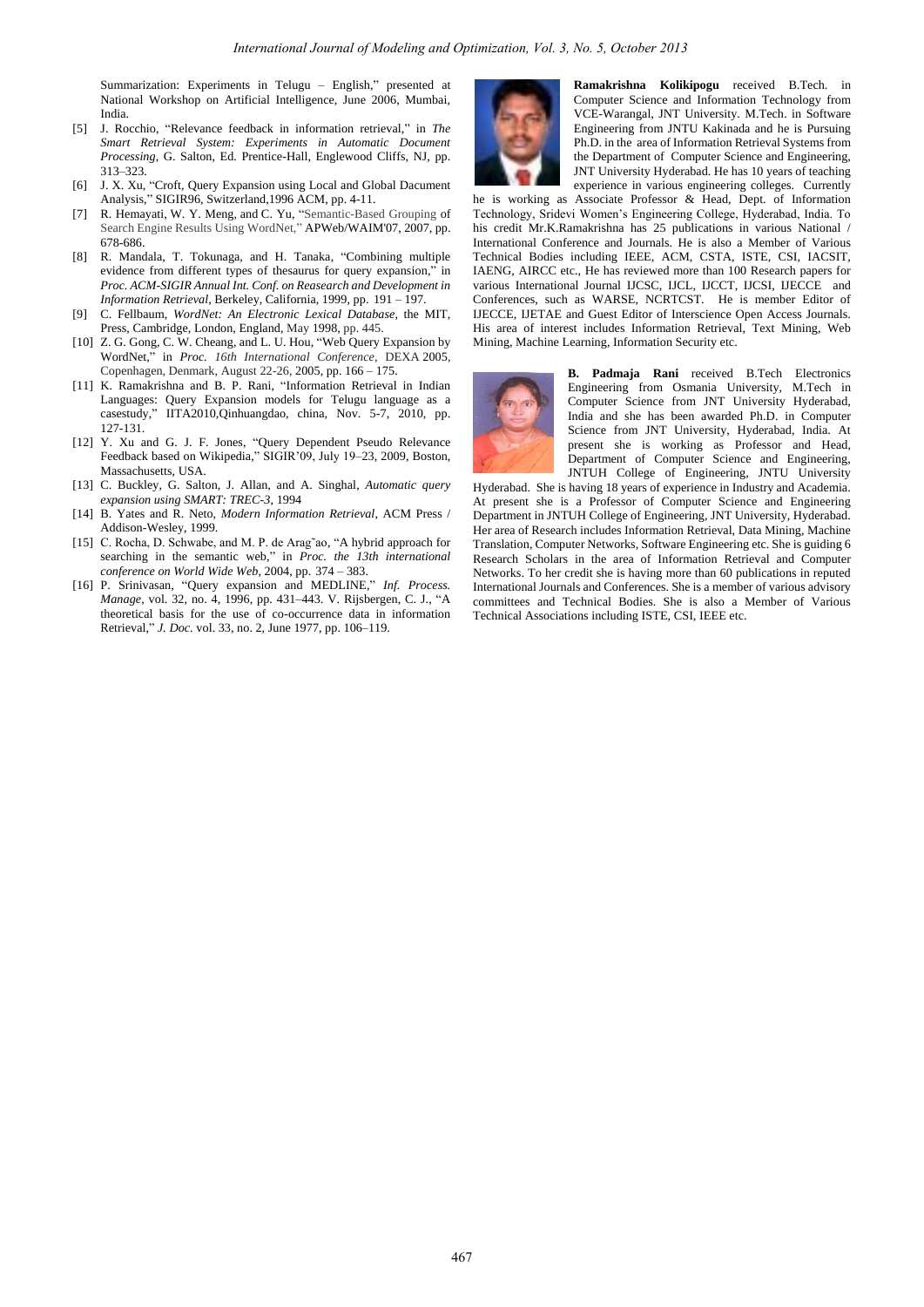Summarization: Experiments in Telugu – English," presented at National Workshop on Artificial Intelligence, June 2006, Mumbai, India.

[5] J. Rocchio, "Relevance feedback in information retrieval," in *The Smart Retrieval System: Experiments in Automatic Document Processing*, G. Salton, Ed. Prentice-Hall, Englewood Cliffs, NJ, pp. 313–323.

[6] J. X. Xu, "Croft, Query Expansion using Local and Global Dacument Analysis," SIGIR96, Switzerland,1996 ACM, pp. 4-11.

[7] R. Hemayati, W. Y. Meng, and C. Yu, "Semantic-Based Grouping of Search Engine Results Using WordNet," APWeb/WAIM'07, 2007, pp. 678-686.

[8] R. Mandala, T. Tokunaga, and H. Tanaka, "Combining multiple evidence from different types of thesaurus for query expansion," in *Proc. ACM-SIGIR Annual Int. Conf. on Reasearch and Development in Information Retrieval*, Berkeley, California, 1999, pp. 191 – 197.

[9] C. Fellbaum, *WordNet: An Electronic Lexical Database*, the MIT, Press, Cambridge, London, England, May 1998, pp. 445.

[10] Z. G. Gong, C. W. Cheang, and L. U. Hou, "Web Query Expansion by WordNet," in *Proc. 16th International Conference*, DEXA 2005, Copenhagen, Denmark, August 22-26, 2005, pp. 166 – 175.

[11] K. Ramakrishna and B. P. Rani, "Information Retrieval in Indian Languages: Query Expansion models for Telugu language as a casestudy," IITA2010,Qinhuangdao, china, Nov. 5-7, 2010, pp. 127-131.

[12] Y. Xu and G. J. F. Jones, "Query Dependent Pseudo Relevance Feedback based on Wikipedia," SIGIR'09, July 19–23, 2009, Boston, Massachusetts, USA.

[13] C. Buckley, G. Salton, J. Allan, and A. Singhal, *Automatic query expansion using SMART: TREC-3*, 1994

[14] B. Yates and R. Neto, *Modern Information Retrieval*, ACM Press / Addison-Wesley, 1999.

[15] C. Rocha, D. Schwabe, and M. P. de Arag˜ao, "A hybrid approach for searching in the semantic web," in *Proc. the 13th international conference on World Wide Web*, 2004, pp. 374 – 383.

[16] P. Srinivasan, "Query expansion and MEDLINE," *Inf. Process. Manage*, vol. 32, no. 4, 1996, pp. 431–443. V. Rijsbergen, C. J., "A theoretical basis for the use of co-occurrence data in information Retrieval," *J. Doc*. vol. 33, no. 2, June 1977, pp. 106–119.

**Ramakrishna Kolikipogu** received B.Tech. in Computer Science and Information Technology from VCE-Warangal, JNT University. M.Tech. in Software Engineering from JNTU Kakinada and he is Pursuing Ph.D. in the area of Information Retrieval Systems from the Department of Computer Science and Engineering, JNT University Hyderabad. He has 10 years of teaching experience in various engineering colleges. Currently he is working as Associate Professor & Head, Dept. of Information Technology, Sridevi Women's Engineering College, Hyderabad, India. To his credit Mr.K.Ramakrishna has 25 publications in various National / International Conference and Journals. He is also a Member of Various Technical Bodies including IEEE, ACM, CSTA, ISTE, CSI, IACSIT, IAENG, AIRCC etc., He has reviewed more than 100 Research papers for various International Journal IJCSC, IJCL, IJCCT, IJCSI, IJECCE and Conferences, such as WARSE, NCRTCST. He is member Editor of IJECCE, IJETAE and Guest Editor of Interscience Open Access Journals. His area of interest includes Information Retrieval, Text Mining, Web Mining, Machine Learning, Information Security etc.

**B. Padmaja Rani** received B.Tech Electronics Engineering from Osmania University, M.Tech in Computer Science from JNT University Hyderabad, India and she has been awarded Ph.D. in Computer Science from JNT University, Hyderabad, India. At present she is working as Professor and Head, Department of Computer Science and Engineering, JNTUH College of Engineering, JNTU University Hyderabad. She is having 18 years of experience in Industry and Academia. At present she is a Professor of Computer Science and Engineering Department in JNTUH College of Engineering, JNT University, Hyderabad. Her area of Research includes Information Retrieval, Data Mining, Machine Translation, Computer Networks, Software Engineering etc. She is guiding 6 Research Scholars in the area of Information Retrieval and Computer Networks. To her credit she is having more than 60 publications in reputed International Journals and Conferences. She is a member of various advisory committees and Technical Bodies. She is also a Member of Various Technical Associations including ISTE, CSI, IEEE etc.